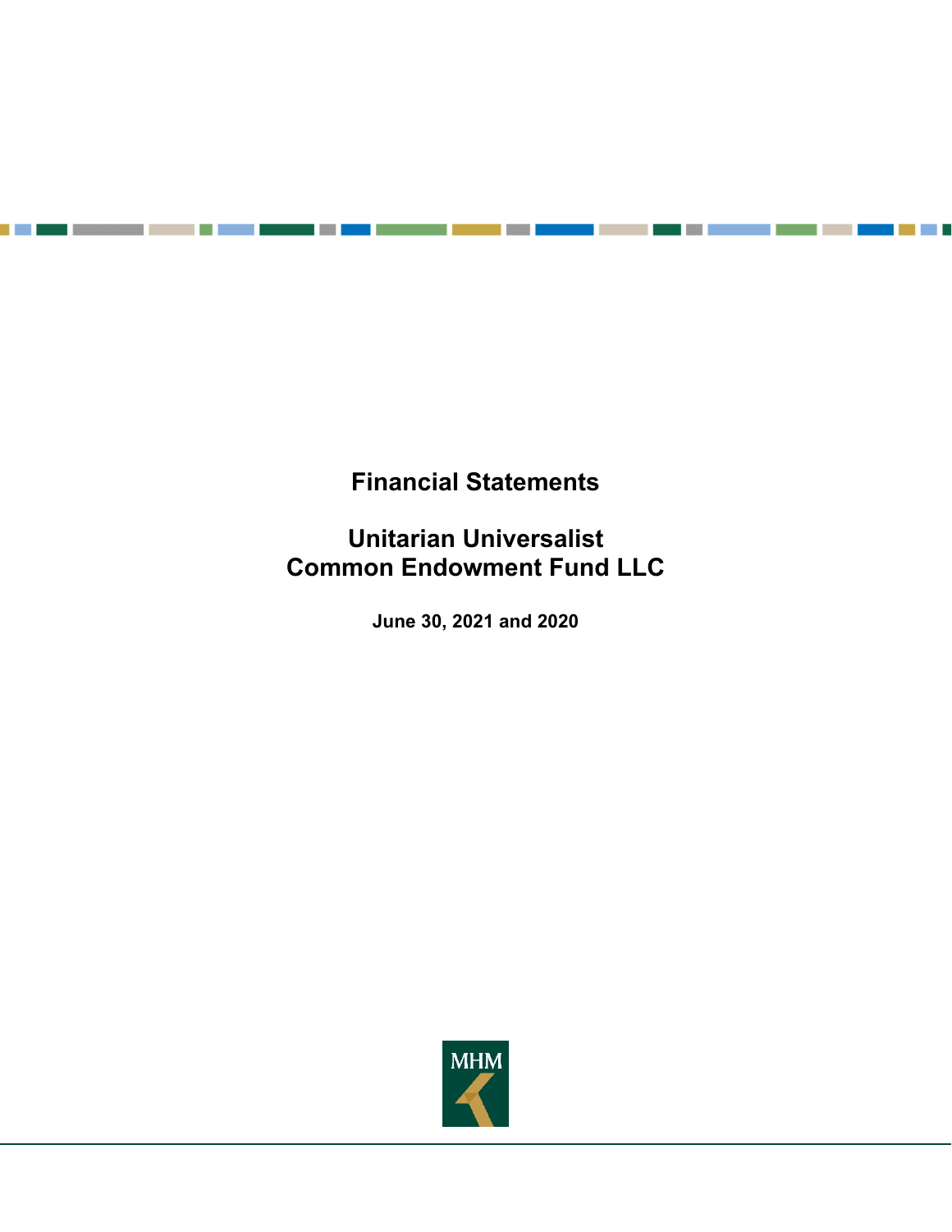# Financial Statements

# Unitarian Universalist
# Common Endowment Fund LLC

**June 30, 2021 and 2020**

MHM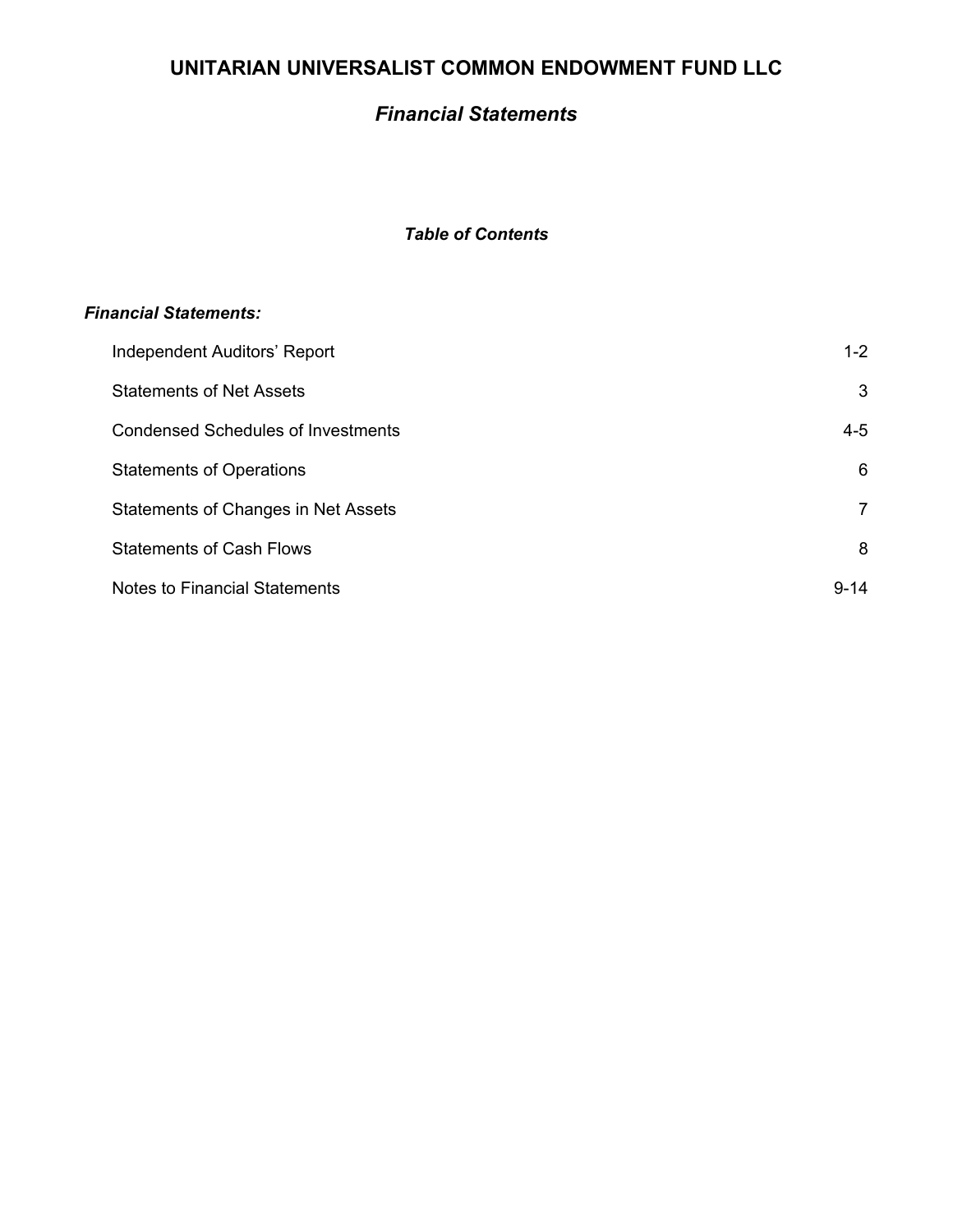# UNITARIAN UNIVERSALIST COMMON ENDOWMENT FUND LLC

## *Financial Statements*

### *Table of Contents*

***Financial Statements:***

| | |
|---|---|
| Independent Auditors' Report | 1-2 |
| Statements of Net Assets | 3 |
| Condensed Schedules of Investments | 4-5 |
| Statements of Operations | 6 |
| Statements of Changes in Net Assets | 7 |
| Statements of Cash Flows | 8 |
| Notes to Financial Statements | 9-14 |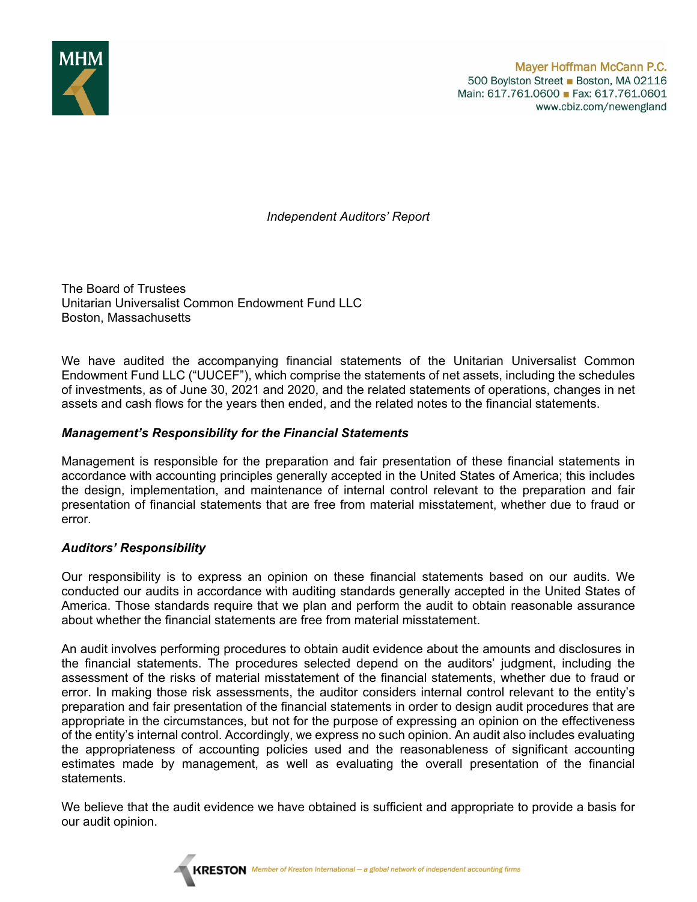Mayer Hoffman McCann P.C.
500 Boylston Street ■ Boston, MA 02116
Main: 617.761.0600 ■ Fax: 617.761.0601
www.cbiz.com/newengland

*Independent Auditors' Report*

The Board of Trustees
Unitarian Universalist Common Endowment Fund LLC
Boston, Massachusetts

We have audited the accompanying financial statements of the Unitarian Universalist Common Endowment Fund LLC ("UUCEF"), which comprise the statements of net assets, including the schedules of investments, as of June 30, 2021 and 2020, and the related statements of operations, changes in net assets and cash flows for the years then ended, and the related notes to the financial statements.

### *Management's Responsibility for the Financial Statements*

Management is responsible for the preparation and fair presentation of these financial statements in accordance with accounting principles generally accepted in the United States of America; this includes the design, implementation, and maintenance of internal control relevant to the preparation and fair presentation of financial statements that are free from material misstatement, whether due to fraud or error.

### *Auditors' Responsibility*

Our responsibility is to express an opinion on these financial statements based on our audits. We conducted our audits in accordance with auditing standards generally accepted in the United States of America. Those standards require that we plan and perform the audit to obtain reasonable assurance about whether the financial statements are free from material misstatement.

An audit involves performing procedures to obtain audit evidence about the amounts and disclosures in the financial statements. The procedures selected depend on the auditors' judgment, including the assessment of the risks of material misstatement of the financial statements, whether due to fraud or error. In making those risk assessments, the auditor considers internal control relevant to the entity's preparation and fair presentation of the financial statements in order to design audit procedures that are appropriate in the circumstances, but not for the purpose of expressing an opinion on the effectiveness of the entity's internal control. Accordingly, we express no such opinion. An audit also includes evaluating the appropriateness of accounting policies used and the reasonableness of significant accounting estimates made by management, as well as evaluating the overall presentation of the financial statements.

We believe that the audit evidence we have obtained is sufficient and appropriate to provide a basis for our audit opinion.

KRESTON *Member of Kreston International – a global network of independent accounting firms*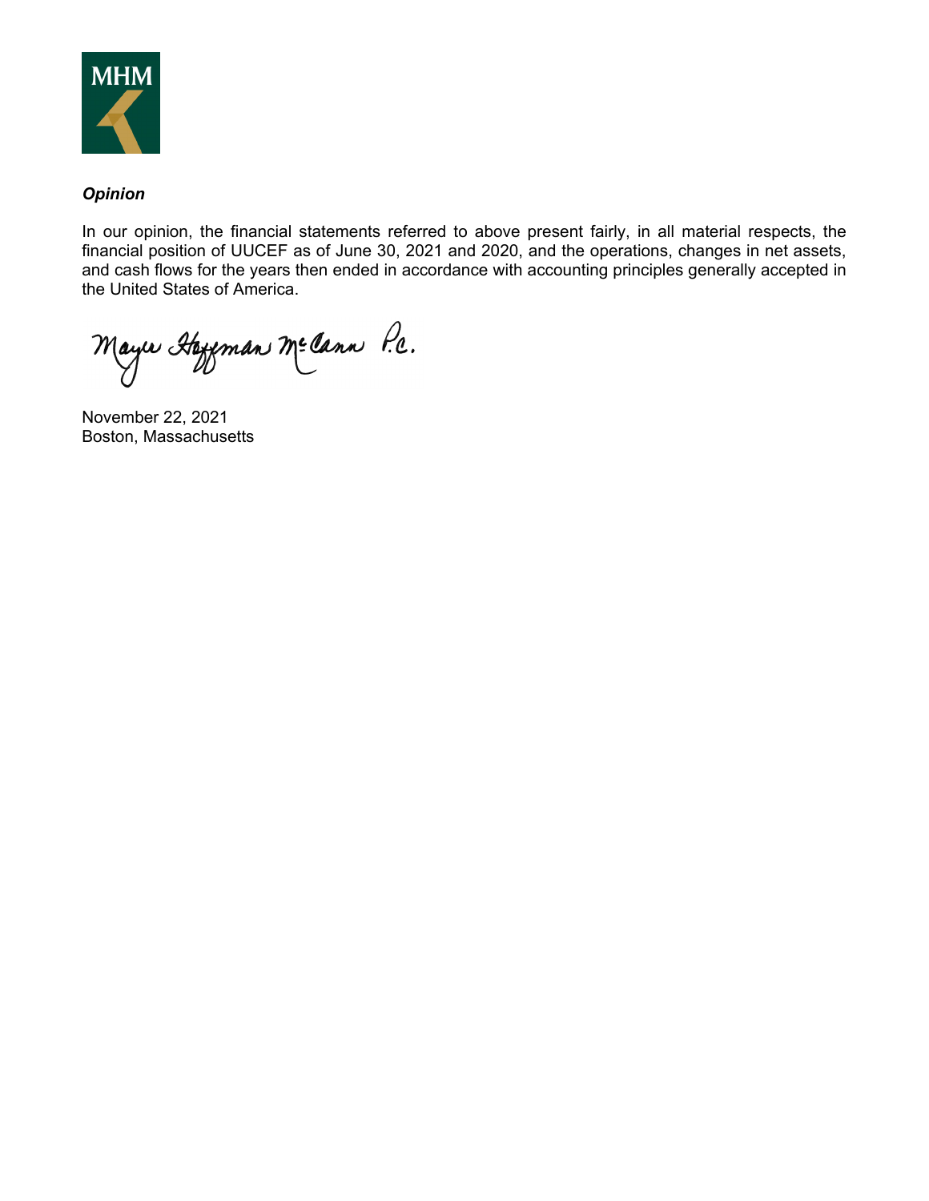***Opinion***

In our opinion, the financial statements referred to above present fairly, in all material respects, the financial position of UUCEF as of June 30, 2021 and 2020, and the operations, changes in net assets, and cash flows for the years then ended in accordance with accounting principles generally accepted in the United States of America.

Mayer Hoffman McCann P.C.

November 22, 2021
Boston, Massachusetts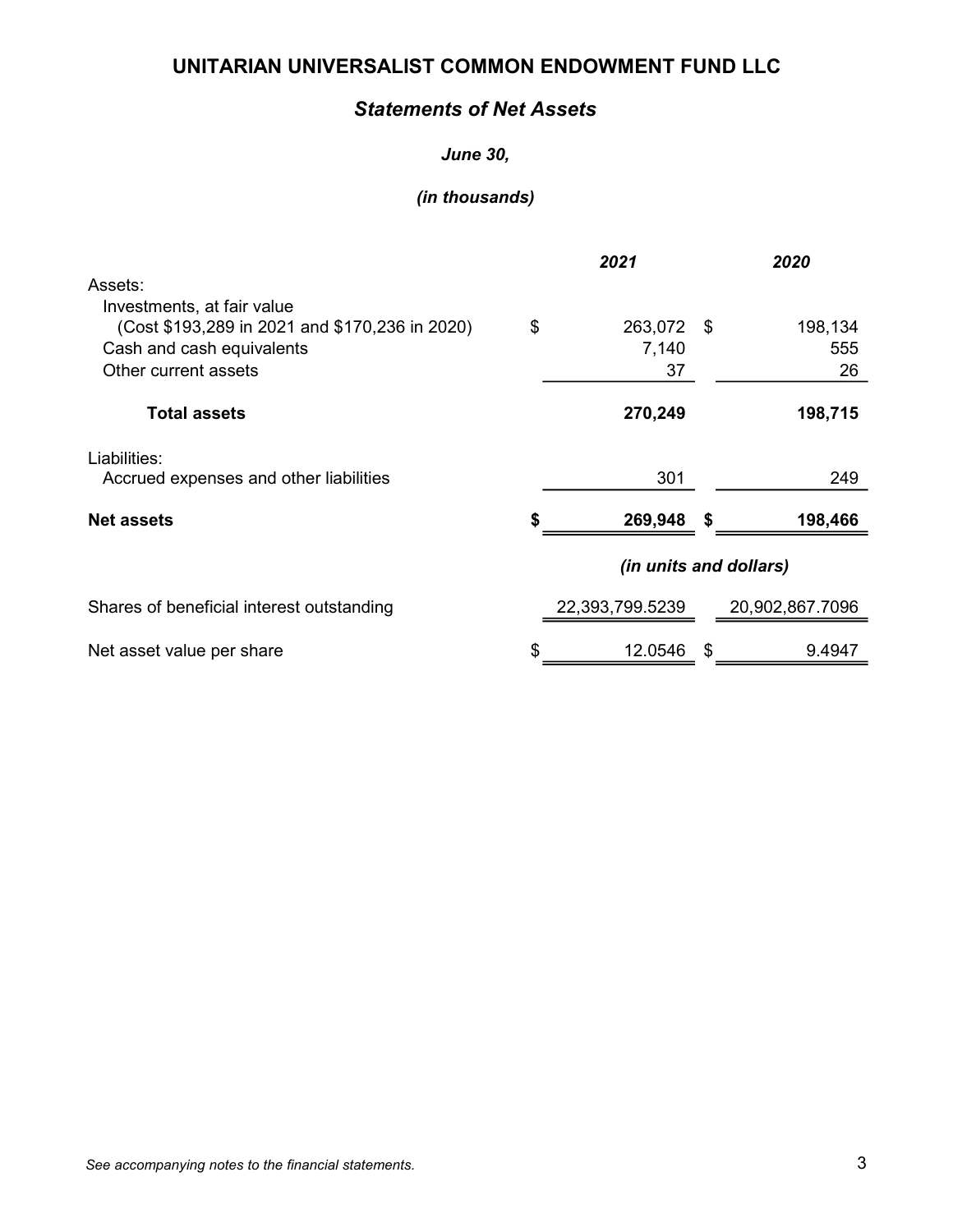# UNITARIAN UNIVERSALIST COMMON ENDOWMENT FUND LLC

## *Statements of Net Assets*

***June 30,***

***(in thousands)***

| | *2021* | *2020* |
|---|---|---|
| Assets: | | |
| Investments, at fair value (Cost $193,289 in 2021 and $170,236 in 2020) | $ 263,072 | $ 198,134 |
| Cash and cash equivalents | 7,140 | 555 |
| Other current assets | 37 | 26 |
| **Total assets** | **270,249** | **198,715** |
| Liabilities: | | |
| Accrued expenses and other liabilities | 301 | 249 |
| **Net assets** | **$ 269,948** | **$ 198,466** |
| | *(in units and dollars)* | |
| Shares of beneficial interest outstanding | 22,393,799.5239 | 20,902,867.7096 |
| Net asset value per share | $ 12.0546 | $ 9.4947 |

*See accompanying notes to the financial statements.*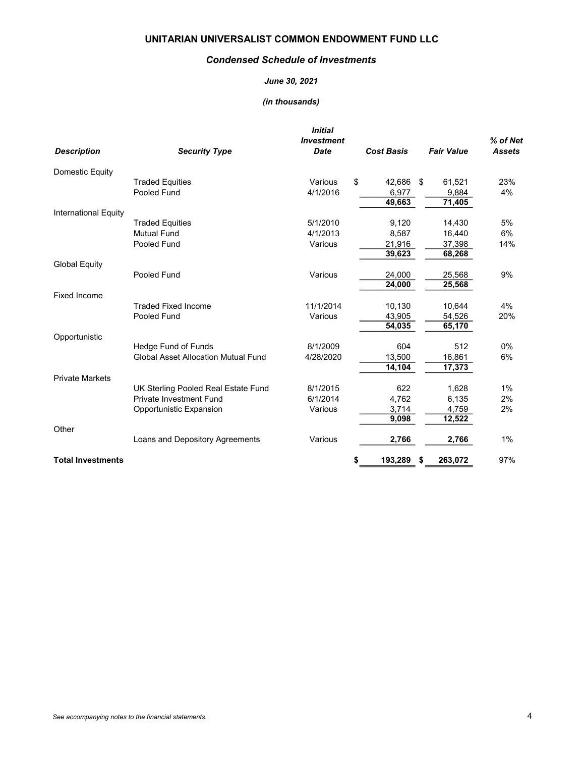# UNITARIAN UNIVERSALIST COMMON ENDOWMENT FUND LLC

## *Condensed Schedule of Investments*

***June 30, 2021***

***(in thousands)***

| *Description* | *Security Type* | *Initial Investment Date* | *Cost Basis* | *Fair Value* | *% of Net Assets* |
|---|---|---|---|---|---|
| Domestic Equity | | | | | |
| | Traded Equities | Various | $ 42,686 | $ 61,521 | 23% |
| | Pooled Fund | 4/1/2016 | 6,977 | 9,884 | 4% |
| | | | **49,663** | **71,405** | |
| International Equity | | | | | |
| | Traded Equities | 5/1/2010 | 9,120 | 14,430 | 5% |
| | Mutual Fund | 4/1/2013 | 8,587 | 16,440 | 6% |
| | Pooled Fund | Various | 21,916 | 37,398 | 14% |
| | | | **39,623** | **68,268** | |
| Global Equity | | | | | |
| | Pooled Fund | Various | 24,000 | 25,568 | 9% |
| | | | **24,000** | **25,568** | |
| Fixed Income | | | | | |
| | Traded Fixed Income | 11/1/2014 | 10,130 | 10,644 | 4% |
| | Pooled Fund | Various | 43,905 | 54,526 | 20% |
| | | | **54,035** | **65,170** | |
| Opportunistic | | | | | |
| | Hedge Fund of Funds | 8/1/2009 | 604 | 512 | 0% |
| | Global Asset Allocation Mutual Fund | 4/28/2020 | 13,500 | 16,861 | 6% |
| | | | **14,104** | **17,373** | |
| Private Markets | | | | | |
| | UK Sterling Pooled Real Estate Fund | 8/1/2015 | 622 | 1,628 | 1% |
| | Private Investment Fund | 6/1/2014 | 4,762 | 6,135 | 2% |
| | Opportunistic Expansion | Various | 3,714 | 4,759 | 2% |
| | | | **9,098** | **12,522** | |
| Other | | | | | |
| | Loans and Depository Agreements | Various | **2,766** | **2,766** | 1% |
| **Total Investments** | | | **$ 193,289** | **$ 263,072** | 97% |

*See accompanying notes to the financial statements.*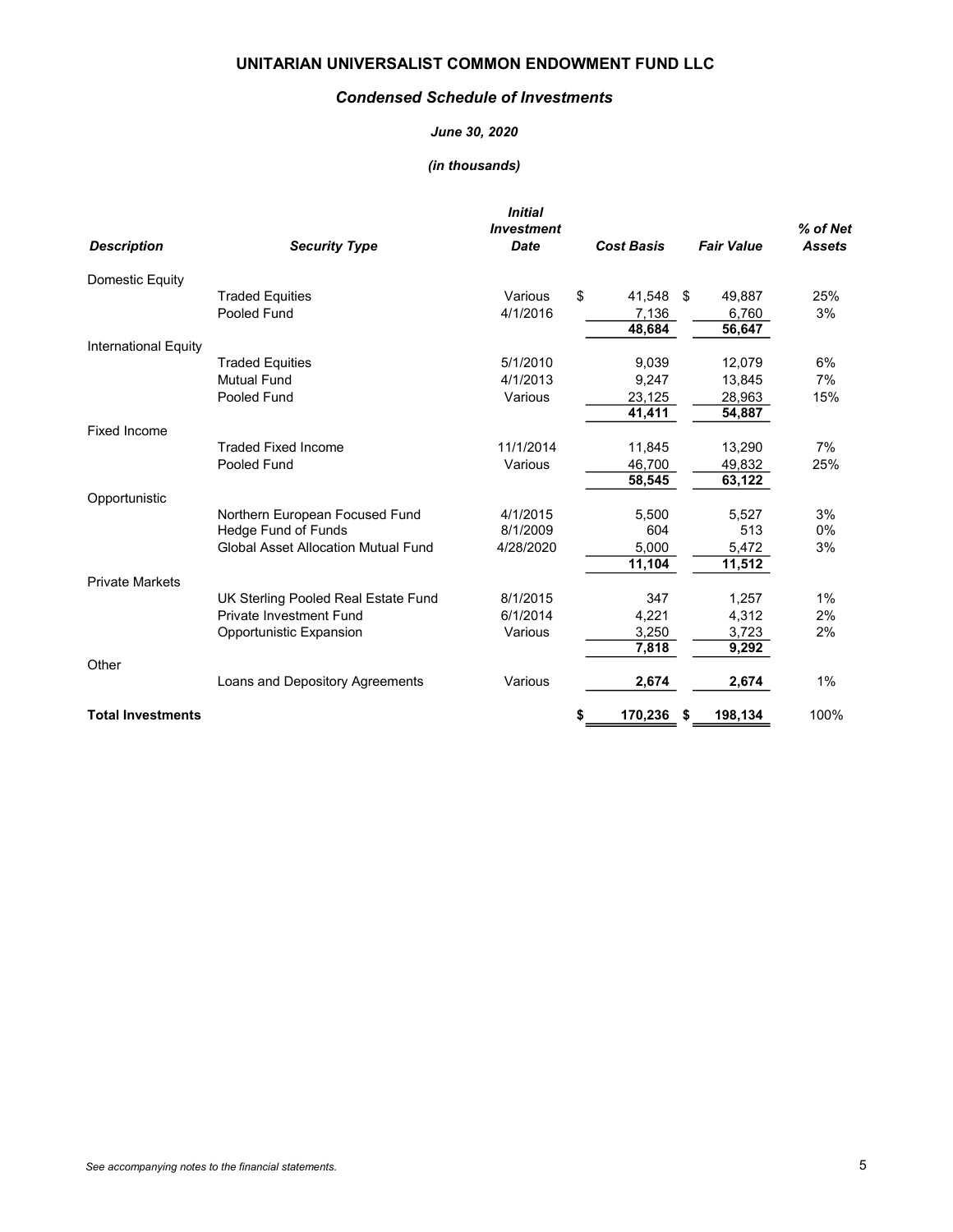# UNITARIAN UNIVERSALIST COMMON ENDOWMENT FUND LLC

## *Condensed Schedule of Investments*

***June 30, 2020***

***(in thousands)***

| ***Description*** | ***Security Type*** | ***Initial Investment Date*** | ***Cost Basis*** | ***Fair Value*** | ***% of Net Assets*** |
|---|---|---|---|---|---|
| Domestic Equity | | | | | |
| | Traded Equities | Various | $ 41,548 | $ 49,887 | 25% |
| | Pooled Fund | 4/1/2016 | 7,136 | 6,760 | 3% |
| | | | **48,684** | **56,647** | |
| International Equity | | | | | |
| | Traded Equities | 5/1/2010 | 9,039 | 12,079 | 6% |
| | Mutual Fund | 4/1/2013 | 9,247 | 13,845 | 7% |
| | Pooled Fund | Various | 23,125 | 28,963 | 15% |
| | | | **41,411** | **54,887** | |
| Fixed Income | | | | | |
| | Traded Fixed Income | 11/1/2014 | 11,845 | 13,290 | 7% |
| | Pooled Fund | Various | 46,700 | 49,832 | 25% |
| | | | **58,545** | **63,122** | |
| Opportunistic | | | | | |
| | Northern European Focused Fund | 4/1/2015 | 5,500 | 5,527 | 3% |
| | Hedge Fund of Funds | 8/1/2009 | 604 | 513 | 0% |
| | Global Asset Allocation Mutual Fund | 4/28/2020 | 5,000 | 5,472 | 3% |
| | | | **11,104** | **11,512** | |
| Private Markets | | | | | |
| | UK Sterling Pooled Real Estate Fund | 8/1/2015 | 347 | 1,257 | 1% |
| | Private Investment Fund | 6/1/2014 | 4,221 | 4,312 | 2% |
| | Opportunistic Expansion | Various | 3,250 | 3,723 | 2% |
| | | | **7,818** | **9,292** | |
| Other | | | | | |
| | Loans and Depository Agreements | Various | **2,674** | **2,674** | 1% |
| **Total Investments** | | | **$ 170,236** | **$ 198,134** | 100% |

*See accompanying notes to the financial statements.*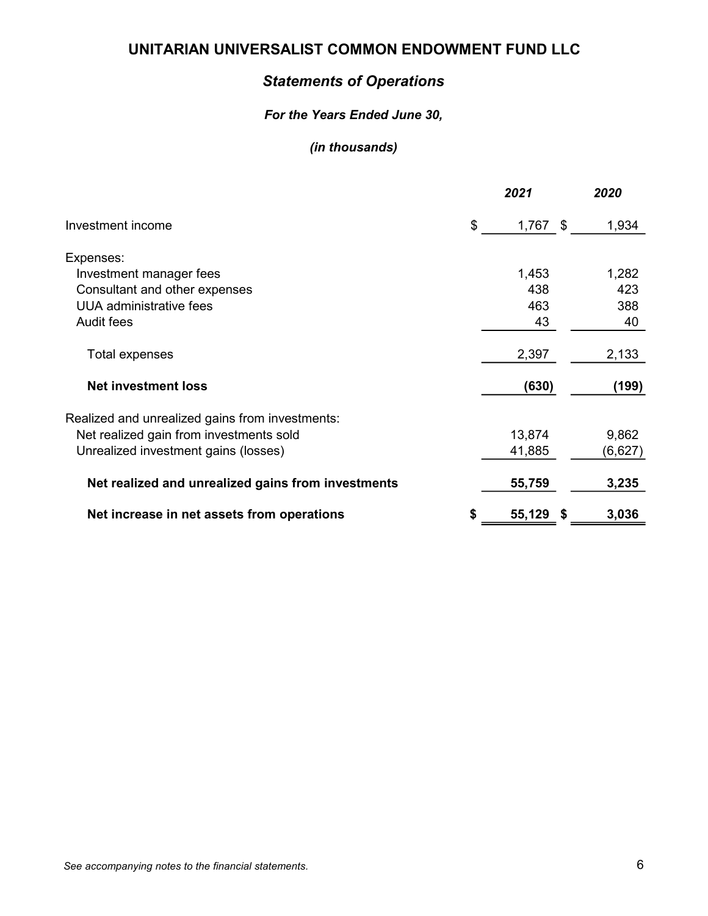# UNITARIAN UNIVERSALIST COMMON ENDOWMENT FUND LLC

## *Statements of Operations*

***For the Years Ended June 30,***

***(in thousands)***

| | *2021* | *2020* |
|---|---|---|
| Investment income | $ 1,767 | $ 1,934 |
| Expenses: | | |
| Investment manager fees | 1,453 | 1,282 |
| Consultant and other expenses | 438 | 423 |
| UUA administrative fees | 463 | 388 |
| Audit fees | 43 | 40 |
| Total expenses | 2,397 | 2,133 |
| **Net investment loss** | **(630)** | **(199)** |
| Realized and unrealized gains from investments: | | |
| Net realized gain from investments sold | 13,874 | 9,862 |
| Unrealized investment gains (losses) | 41,885 | (6,627) |
| **Net realized and unrealized gains from investments** | **55,759** | **3,235** |
| **Net increase in net assets from operations** | **$ 55,129** | **$ 3,036** |

*See accompanying notes to the financial statements.*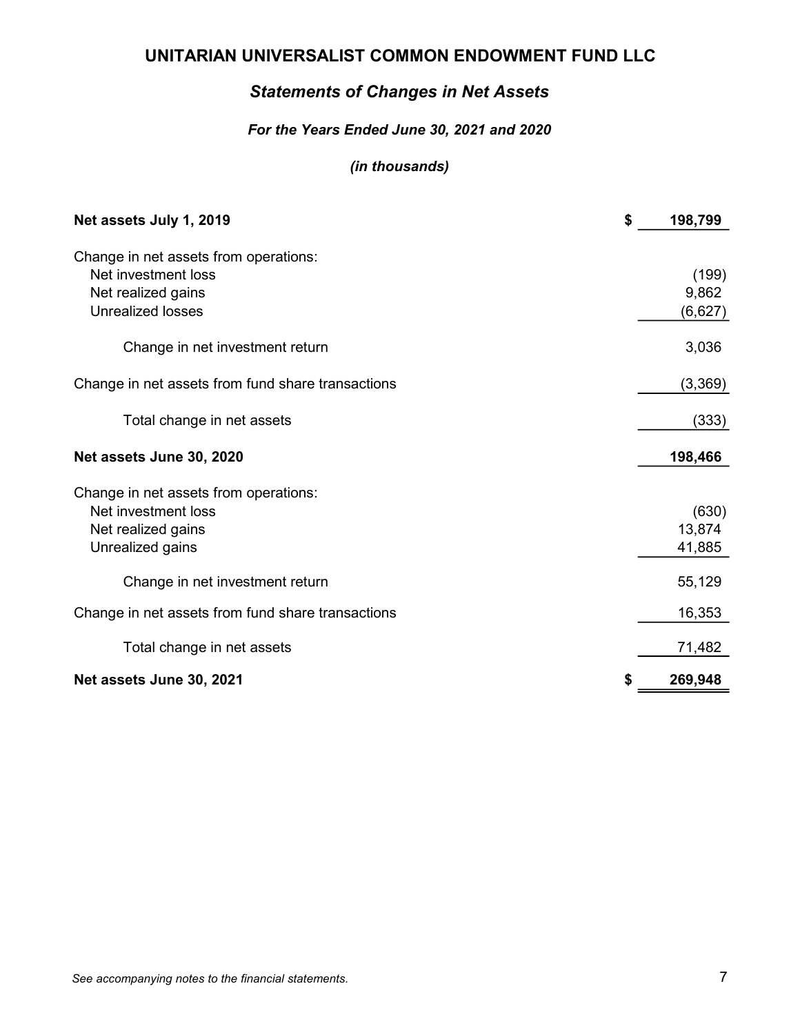# UNITARIAN UNIVERSALIST COMMON ENDOWMENT FUND LLC

## *Statements of Changes in Net Assets*

### *For the Years Ended June 30, 2021 and 2020*

#### *(in thousands)*

| | |
|---|---|
| **Net assets July 1, 2019** | **$ 198,799** |
| Change in net assets from operations: | |
| Net investment loss | (199) |
| Net realized gains | 9,862 |
| Unrealized losses | (6,627) |
| Change in net investment return | 3,036 |
| Change in net assets from fund share transactions | (3,369) |
| Total change in net assets | (333) |
| **Net assets June 30, 2020** | **198,466** |
| Change in net assets from operations: | |
| Net investment loss | (630) |
| Net realized gains | 13,874 |
| Unrealized gains | 41,885 |
| Change in net investment return | 55,129 |
| Change in net assets from fund share transactions | 16,353 |
| Total change in net assets | 71,482 |
| **Net assets June 30, 2021** | **$ 269,948** |

*See accompanying notes to the financial statements.*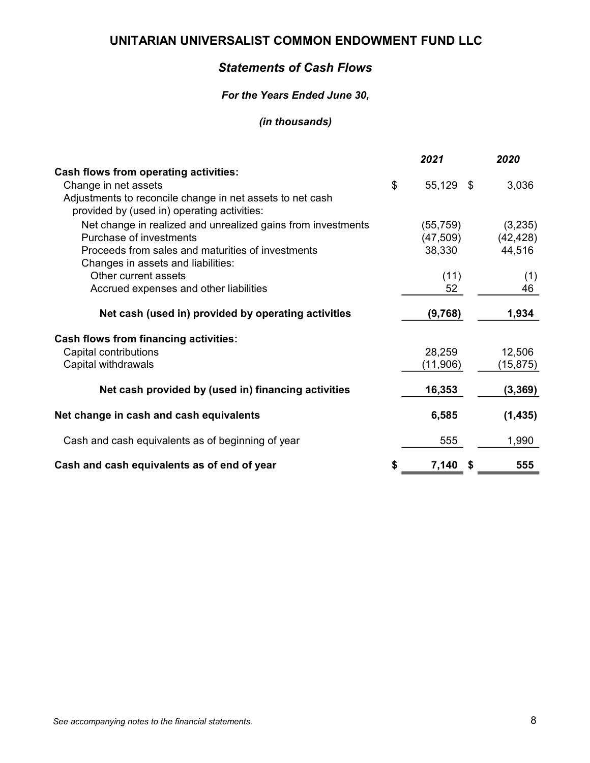# UNITARIAN UNIVERSALIST COMMON ENDOWMENT FUND LLC

## *Statements of Cash Flows*

### *For the Years Ended June 30,*

### *(in thousands)*

| | 2021 | 2020 |
|---|---|---|
| **Cash flows from operating activities:** | | |
| Change in net assets | $ 55,129 | $ 3,036 |
| Adjustments to reconcile change in net assets to net cash provided by (used in) operating activities: | | |
| Net change in realized and unrealized gains from investments | (55,759) | (3,235) |
| Purchase of investments | (47,509) | (42,428) |
| Proceeds from sales and maturities of investments | 38,330 | 44,516 |
| Changes in assets and liabilities: | | |
| Other current assets | (11) | (1) |
| Accrued expenses and other liabilities | 52 | 46 |
| **Net cash (used in) provided by operating activities** | **(9,768)** | **1,934** |
| **Cash flows from financing activities:** | | |
| Capital contributions | 28,259 | 12,506 |
| Capital withdrawals | (11,906) | (15,875) |
| **Net cash provided by (used in) financing activities** | **16,353** | **(3,369)** |
| **Net change in cash and cash equivalents** | **6,585** | **(1,435)** |
| Cash and cash equivalents as of beginning of year | 555 | 1,990 |
| **Cash and cash equivalents as of end of year** | **$ 7,140** | **$ 555** |

*See accompanying notes to the financial statements.*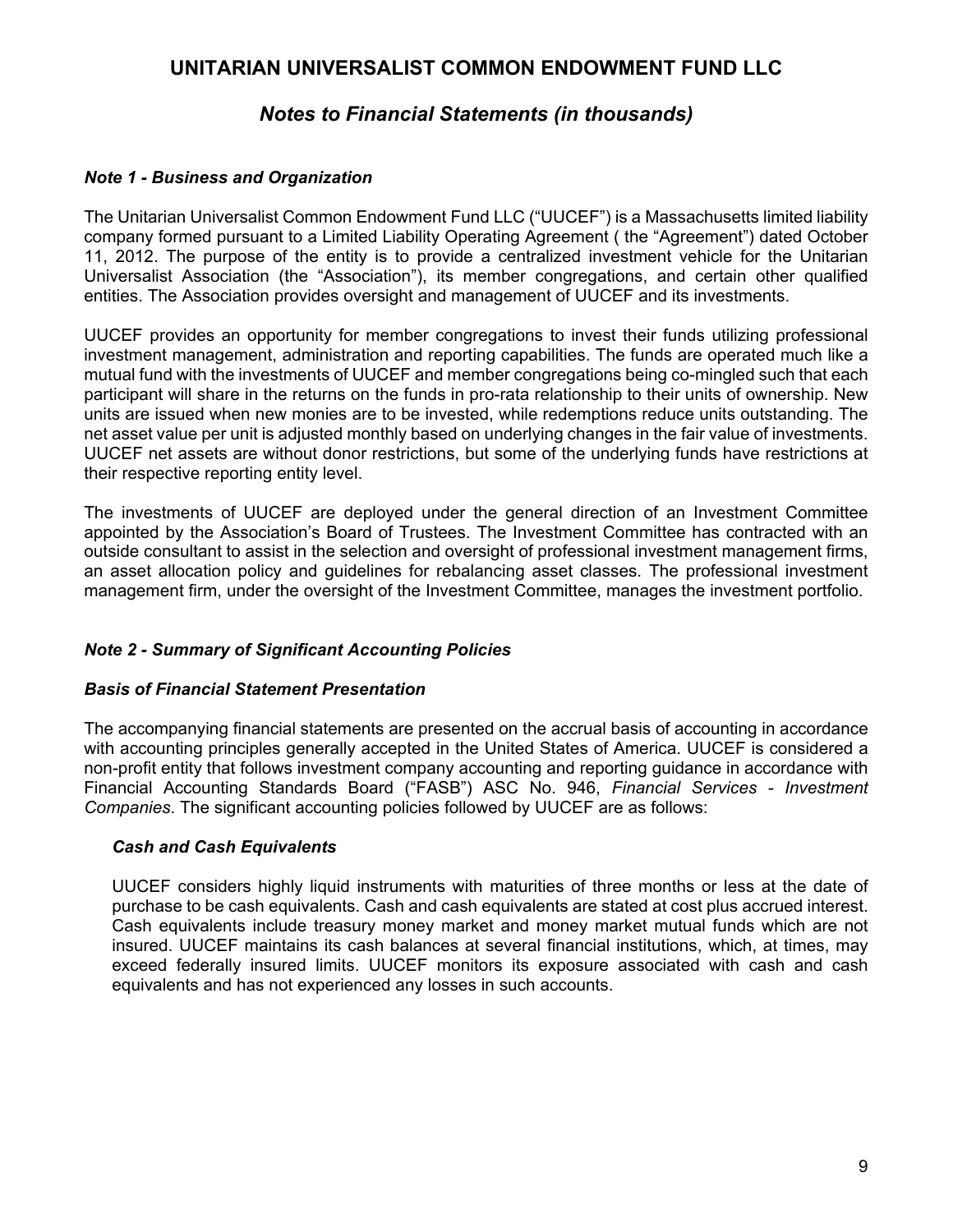# UNITARIAN UNIVERSALIST COMMON ENDOWMENT FUND LLC

## *Notes to Financial Statements (in thousands)*

### *Note 1 - Business and Organization*

The Unitarian Universalist Common Endowment Fund LLC ("UUCEF") is a Massachusetts limited liability company formed pursuant to a Limited Liability Operating Agreement ( the "Agreement") dated October 11, 2012. The purpose of the entity is to provide a centralized investment vehicle for the Unitarian Universalist Association (the "Association"), its member congregations, and certain other qualified entities. The Association provides oversight and management of UUCEF and its investments.

UUCEF provides an opportunity for member congregations to invest their funds utilizing professional investment management, administration and reporting capabilities. The funds are operated much like a mutual fund with the investments of UUCEF and member congregations being co-mingled such that each participant will share in the returns on the funds in pro-rata relationship to their units of ownership. New units are issued when new monies are to be invested, while redemptions reduce units outstanding. The net asset value per unit is adjusted monthly based on underlying changes in the fair value of investments. UUCEF net assets are without donor restrictions, but some of the underlying funds have restrictions at their respective reporting entity level.

The investments of UUCEF are deployed under the general direction of an Investment Committee appointed by the Association's Board of Trustees. The Investment Committee has contracted with an outside consultant to assist in the selection and oversight of professional investment management firms, an asset allocation policy and guidelines for rebalancing asset classes. The professional investment management firm, under the oversight of the Investment Committee, manages the investment portfolio.

### *Note 2 - Summary of Significant Accounting Policies*

### *Basis of Financial Statement Presentation*

The accompanying financial statements are presented on the accrual basis of accounting in accordance with accounting principles generally accepted in the United States of America. UUCEF is considered a non-profit entity that follows investment company accounting and reporting guidance in accordance with Financial Accounting Standards Board ("FASB") ASC No. 946, *Financial Services - Investment Companies*. The significant accounting policies followed by UUCEF are as follows:

#### *Cash and Cash Equivalents*

UUCEF considers highly liquid instruments with maturities of three months or less at the date of purchase to be cash equivalents. Cash and cash equivalents are stated at cost plus accrued interest. Cash equivalents include treasury money market and money market mutual funds which are not insured. UUCEF maintains its cash balances at several financial institutions, which, at times, may exceed federally insured limits. UUCEF monitors its exposure associated with cash and cash equivalents and has not experienced any losses in such accounts.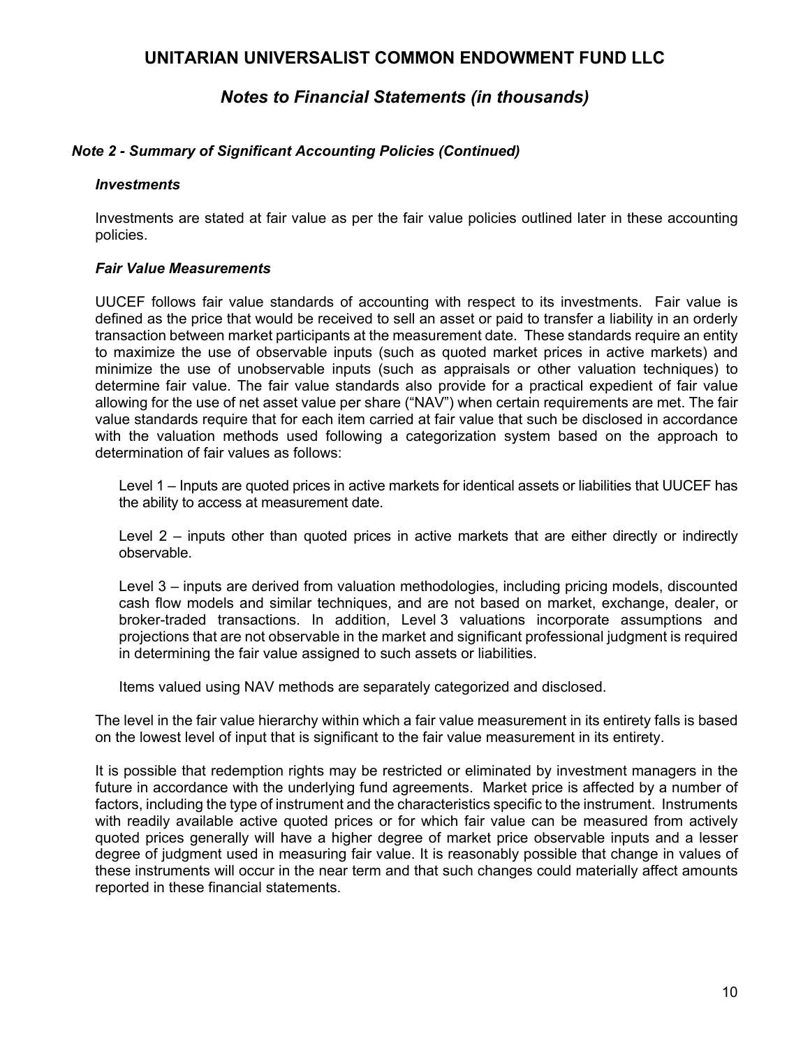# UNITARIAN UNIVERSALIST COMMON ENDOWMENT FUND LLC

## *Notes to Financial Statements (in thousands)*

### *Note 2 - Summary of Significant Accounting Policies (Continued)*

#### *Investments*

Investments are stated at fair value as per the fair value policies outlined later in these accounting policies.

#### *Fair Value Measurements*

UUCEF follows fair value standards of accounting with respect to its investments. Fair value is defined as the price that would be received to sell an asset or paid to transfer a liability in an orderly transaction between market participants at the measurement date. These standards require an entity to maximize the use of observable inputs (such as quoted market prices in active markets) and minimize the use of unobservable inputs (such as appraisals or other valuation techniques) to determine fair value. The fair value standards also provide for a practical expedient of fair value allowing for the use of net asset value per share ("NAV") when certain requirements are met. The fair value standards require that for each item carried at fair value that such be disclosed in accordance with the valuation methods used following a categorization system based on the approach to determination of fair values as follows:

Level 1 – Inputs are quoted prices in active markets for identical assets or liabilities that UUCEF has the ability to access at measurement date.

Level 2 – inputs other than quoted prices in active markets that are either directly or indirectly observable.

Level 3 – inputs are derived from valuation methodologies, including pricing models, discounted cash flow models and similar techniques, and are not based on market, exchange, dealer, or broker-traded transactions. In addition, Level 3 valuations incorporate assumptions and projections that are not observable in the market and significant professional judgment is required in determining the fair value assigned to such assets or liabilities.

Items valued using NAV methods are separately categorized and disclosed.

The level in the fair value hierarchy within which a fair value measurement in its entirety falls is based on the lowest level of input that is significant to the fair value measurement in its entirety.

It is possible that redemption rights may be restricted or eliminated by investment managers in the future in accordance with the underlying fund agreements. Market price is affected by a number of factors, including the type of instrument and the characteristics specific to the instrument. Instruments with readily available active quoted prices or for which fair value can be measured from actively quoted prices generally will have a higher degree of market price observable inputs and a lesser degree of judgment used in measuring fair value. It is reasonably possible that change in values of these instruments will occur in the near term and that such changes could materially affect amounts reported in these financial statements.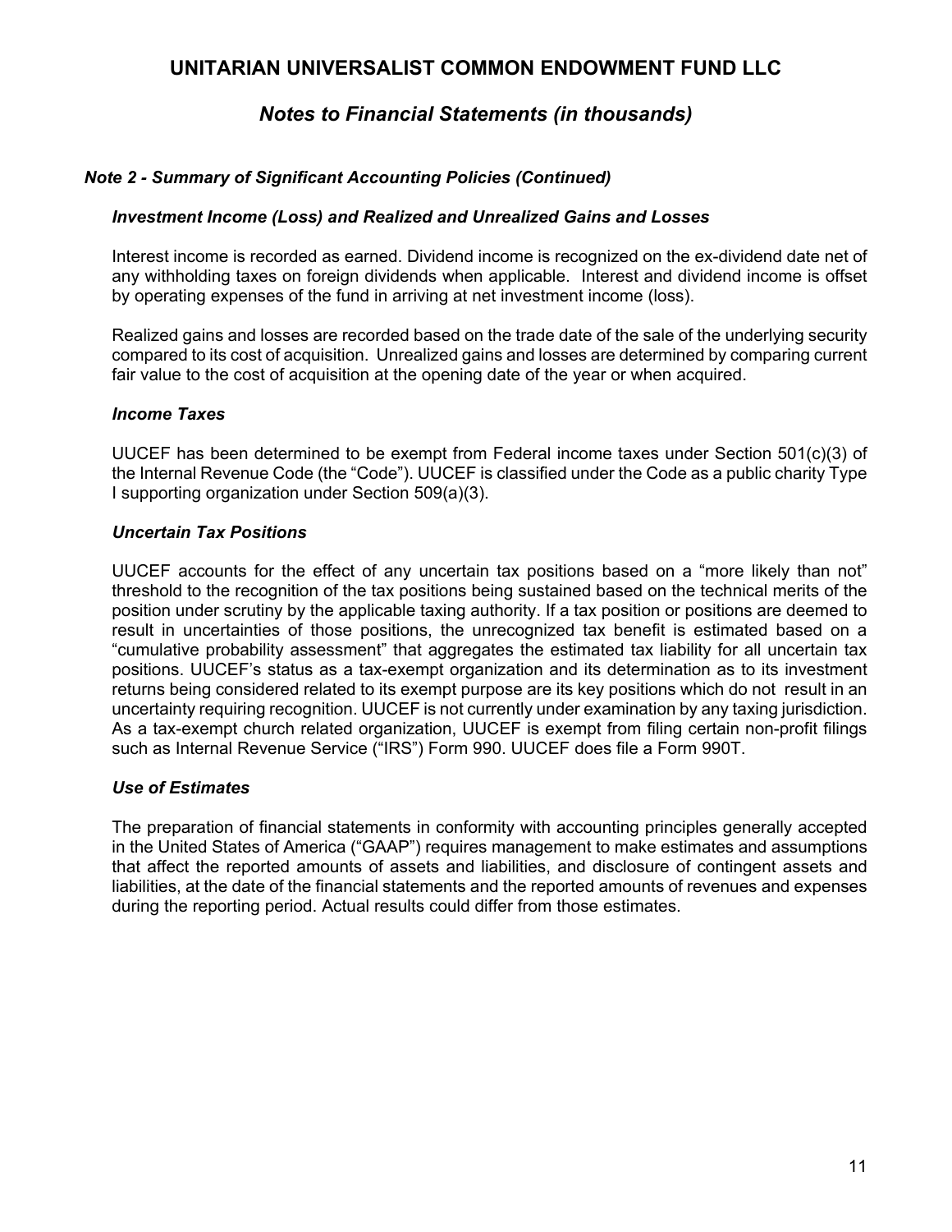# UNITARIAN UNIVERSALIST COMMON ENDOWMENT FUND LLC

## *Notes to Financial Statements (in thousands)*

### *Note 2 - Summary of Significant Accounting Policies (Continued)*

#### *Investment Income (Loss) and Realized and Unrealized Gains and Losses*

Interest income is recorded as earned. Dividend income is recognized on the ex-dividend date net of any withholding taxes on foreign dividends when applicable. Interest and dividend income is offset by operating expenses of the fund in arriving at net investment income (loss).

Realized gains and losses are recorded based on the trade date of the sale of the underlying security compared to its cost of acquisition. Unrealized gains and losses are determined by comparing current fair value to the cost of acquisition at the opening date of the year or when acquired.

#### *Income Taxes*

UUCEF has been determined to be exempt from Federal income taxes under Section 501(c)(3) of the Internal Revenue Code (the "Code"). UUCEF is classified under the Code as a public charity Type I supporting organization under Section 509(a)(3).

#### *Uncertain Tax Positions*

UUCEF accounts for the effect of any uncertain tax positions based on a "more likely than not" threshold to the recognition of the tax positions being sustained based on the technical merits of the position under scrutiny by the applicable taxing authority. If a tax position or positions are deemed to result in uncertainties of those positions, the unrecognized tax benefit is estimated based on a "cumulative probability assessment" that aggregates the estimated tax liability for all uncertain tax positions. UUCEF's status as a tax-exempt organization and its determination as to its investment returns being considered related to its exempt purpose are its key positions which do not result in an uncertainty requiring recognition. UUCEF is not currently under examination by any taxing jurisdiction. As a tax-exempt church related organization, UUCEF is exempt from filing certain non-profit filings such as Internal Revenue Service ("IRS") Form 990. UUCEF does file a Form 990T.

#### *Use of Estimates*

The preparation of financial statements in conformity with accounting principles generally accepted in the United States of America ("GAAP") requires management to make estimates and assumptions that affect the reported amounts of assets and liabilities, and disclosure of contingent assets and liabilities, at the date of the financial statements and the reported amounts of revenues and expenses during the reporting period. Actual results could differ from those estimates.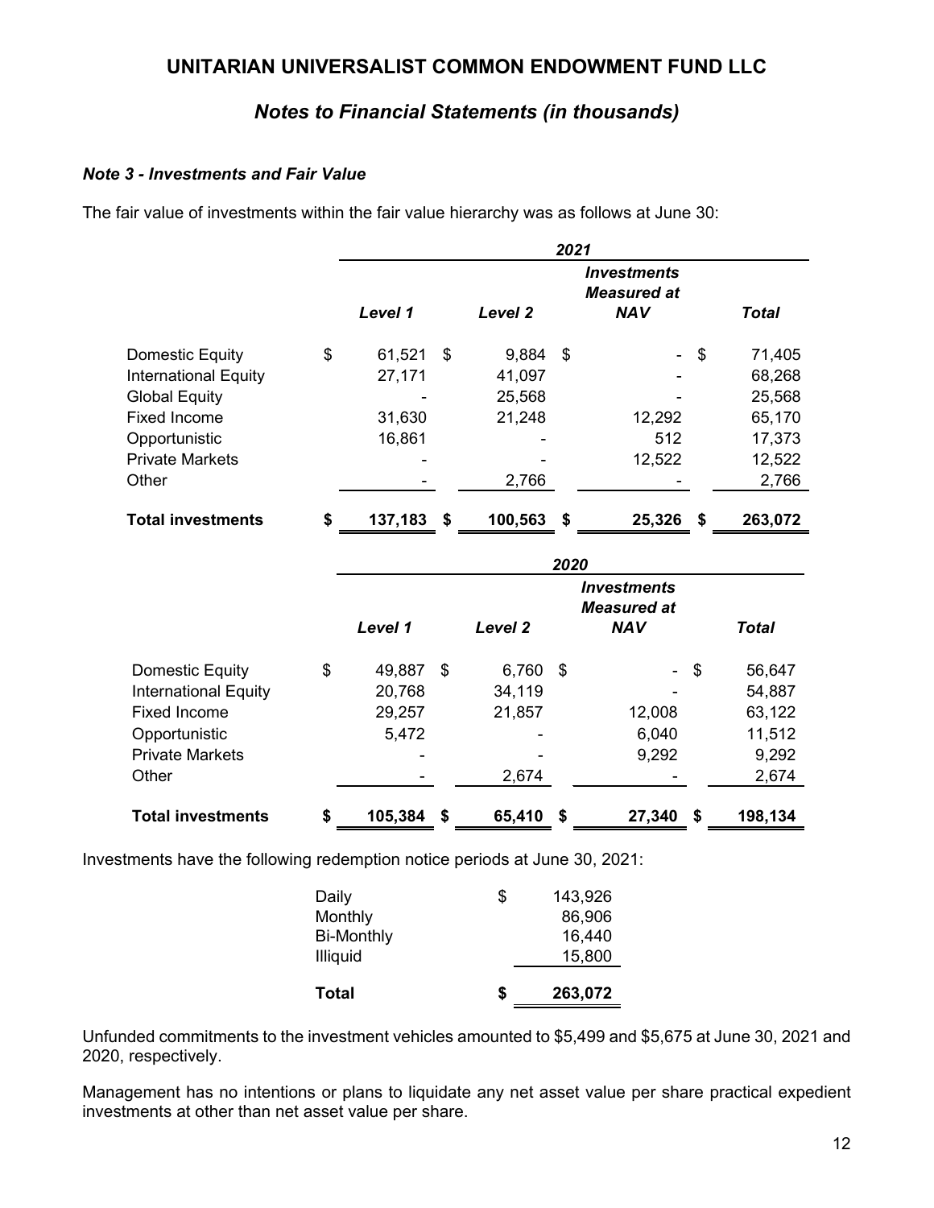# UNITARIAN UNIVERSALIST COMMON ENDOWMENT FUND LLC

## *Notes to Financial Statements (in thousands)*

### *Note 3 - Investments and Fair Value*

The fair value of investments within the fair value hierarchy was as follows at June 30:

| | 2021 | | | |
|---|---|---|---|---|
| | Level 1 | Level 2 | Investments Measured at NAV | Total |
| Domestic Equity | $ 61,521 | $ 9,884 | $ - | $ 71,405 |
| International Equity | 27,171 | 41,097 | - | 68,268 |
| Global Equity | - | 25,568 | - | 25,568 |
| Fixed Income | 31,630 | 21,248 | 12,292 | 65,170 |
| Opportunistic | 16,861 | - | 512 | 17,373 |
| Private Markets | - | - | 12,522 | 12,522 |
| Other | - | 2,766 | - | 2,766 |
| **Total investments** | **$ 137,183** | **$ 100,563** | **$ 25,326** | **$ 263,072** |

| | 2020 | | | |
|---|---|---|---|---|
| | Level 1 | Level 2 | Investments Measured at NAV | Total |
| Domestic Equity | $ 49,887 | $ 6,760 | $ - | $ 56,647 |
| International Equity | 20,768 | 34,119 | - | 54,887 |
| Fixed Income | 29,257 | 21,857 | 12,008 | 63,122 |
| Opportunistic | 5,472 | - | 6,040 | 11,512 |
| Private Markets | - | - | 9,292 | 9,292 |
| Other | - | 2,674 | - | 2,674 |
| **Total investments** | **$ 105,384** | **$ 65,410** | **$ 27,340** | **$ 198,134** |

Investments have the following redemption notice periods at June 30, 2021:

| | |
|---|---|
| Daily | $ 143,926 |
| Monthly | 86,906 |
| Bi-Monthly | 16,440 |
| Illiquid | 15,800 |
| **Total** | **$ 263,072** |

Unfunded commitments to the investment vehicles amounted to $5,499 and $5,675 at June 30, 2021 and 2020, respectively.

Management has no intentions or plans to liquidate any net asset value per share practical expedient investments at other than net asset value per share.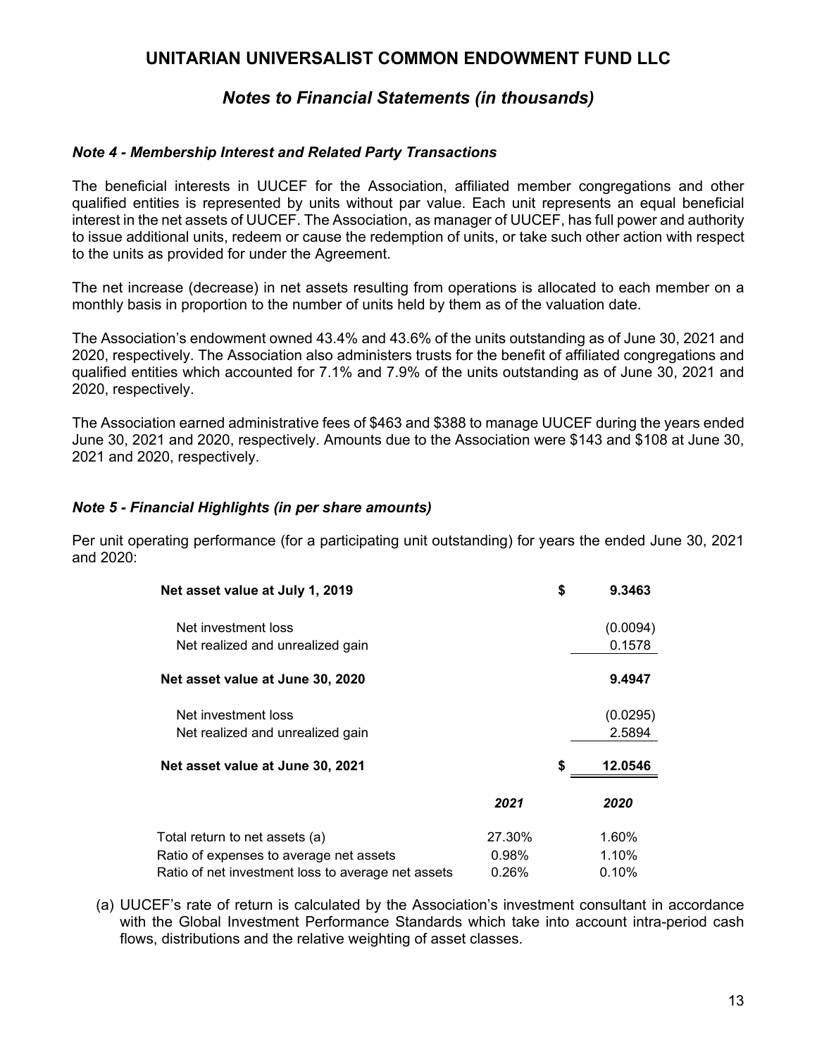# UNITARIAN UNIVERSALIST COMMON ENDOWMENT FUND LLC

## *Notes to Financial Statements (in thousands)*

### *Note 4 - Membership Interest and Related Party Transactions*

The beneficial interests in UUCEF for the Association, affiliated member congregations and other qualified entities is represented by units without par value. Each unit represents an equal beneficial interest in the net assets of UUCEF. The Association, as manager of UUCEF, has full power and authority to issue additional units, redeem or cause the redemption of units, or take such other action with respect to the units as provided for under the Agreement.

The net increase (decrease) in net assets resulting from operations is allocated to each member on a monthly basis in proportion to the number of units held by them as of the valuation date.

The Association's endowment owned 43.4% and 43.6% of the units outstanding as of June 30, 2021 and 2020, respectively. The Association also administers trusts for the benefit of affiliated congregations and qualified entities which accounted for 7.1% and 7.9% of the units outstanding as of June 30, 2021 and 2020, respectively.

The Association earned administrative fees of $463 and $388 to manage UUCEF during the years ended June 30, 2021 and 2020, respectively. Amounts due to the Association were $143 and $108 at June 30, 2021 and 2020, respectively.

### *Note 5 - Financial Highlights (in per share amounts)*

Per unit operating performance (for a participating unit outstanding) for years the ended June 30, 2021 and 2020:

| | |
|---|---|
| **Net asset value at July 1, 2019** | **$ 9.3463** |
| Net investment loss | (0.0094) |
| Net realized and unrealized gain | 0.1578 |
| **Net asset value at June 30, 2020** | **9.4947** |
| Net investment loss | (0.0295) |
| Net realized and unrealized gain | 2.5894 |
| **Net asset value at June 30, 2021** | **$ 12.0546** |

| | *2021* | *2020* |
|---|---|---|
| Total return to net assets (a) | 27.30% | 1.60% |
| Ratio of expenses to average net assets | 0.98% | 1.10% |
| Ratio of net investment loss to average net assets | 0.26% | 0.10% |

(a) UUCEF's rate of return is calculated by the Association's investment consultant in accordance with the Global Investment Performance Standards which take into account intra-period cash flows, distributions and the relative weighting of asset classes.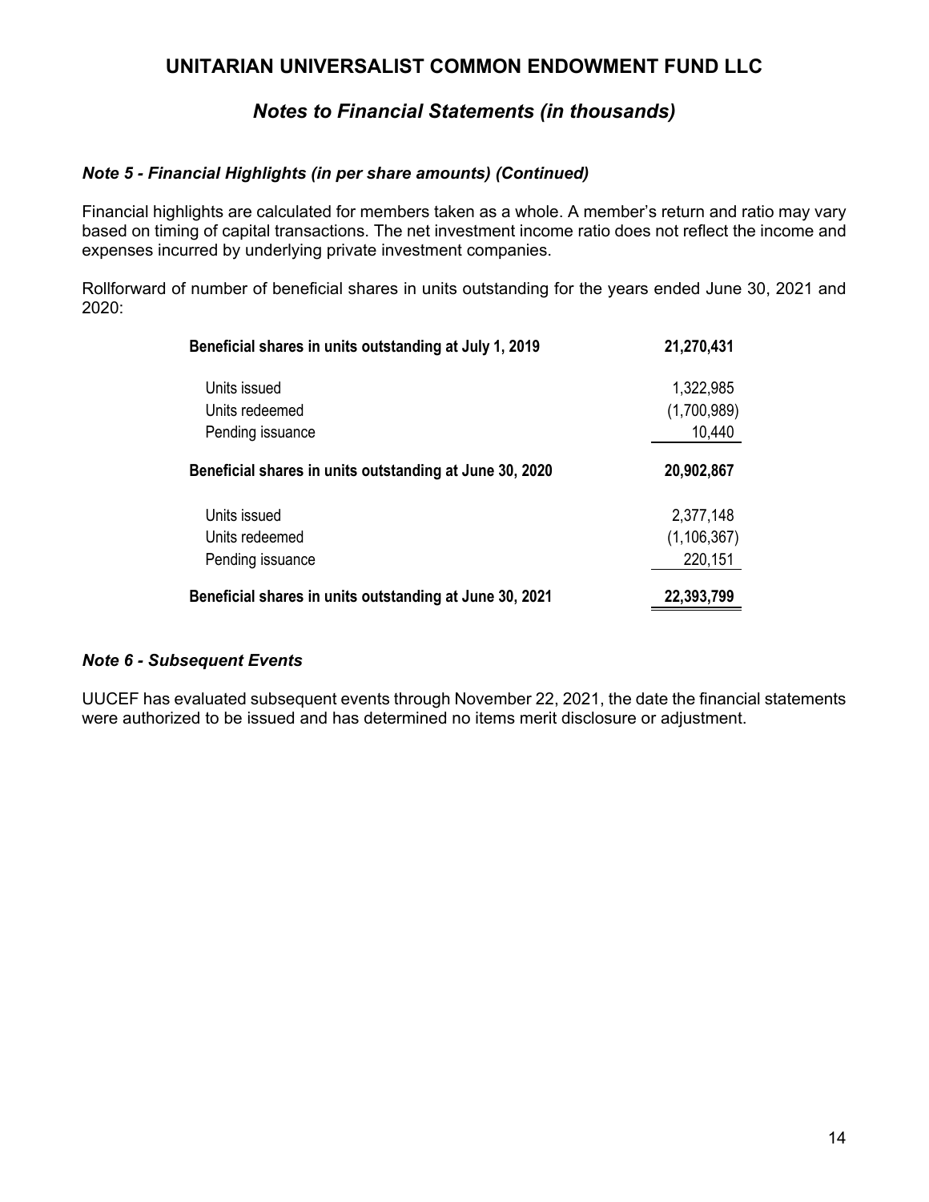# UNITARIAN UNIVERSALIST COMMON ENDOWMENT FUND LLC

## *Notes to Financial Statements (in thousands)*

### *Note 5 - Financial Highlights (in per share amounts) (Continued)*

Financial highlights are calculated for members taken as a whole. A member's return and ratio may vary based on timing of capital transactions. The net investment income ratio does not reflect the income and expenses incurred by underlying private investment companies.

Rollforward of number of beneficial shares in units outstanding for the years ended June 30, 2021 and 2020:

| | |
|---|---|
| **Beneficial shares in units outstanding at July 1, 2019** | **21,270,431** |
| Units issued | 1,322,985 |
| Units redeemed | (1,700,989) |
| Pending issuance | 10,440 |
| **Beneficial shares in units outstanding at June 30, 2020** | **20,902,867** |
| Units issued | 2,377,148 |
| Units redeemed | (1,106,367) |
| Pending issuance | 220,151 |
| **Beneficial shares in units outstanding at June 30, 2021** | **22,393,799** |

### *Note 6 - Subsequent Events*

UUCEF has evaluated subsequent events through November 22, 2021, the date the financial statements were authorized to be issued and has determined no items merit disclosure or adjustment.